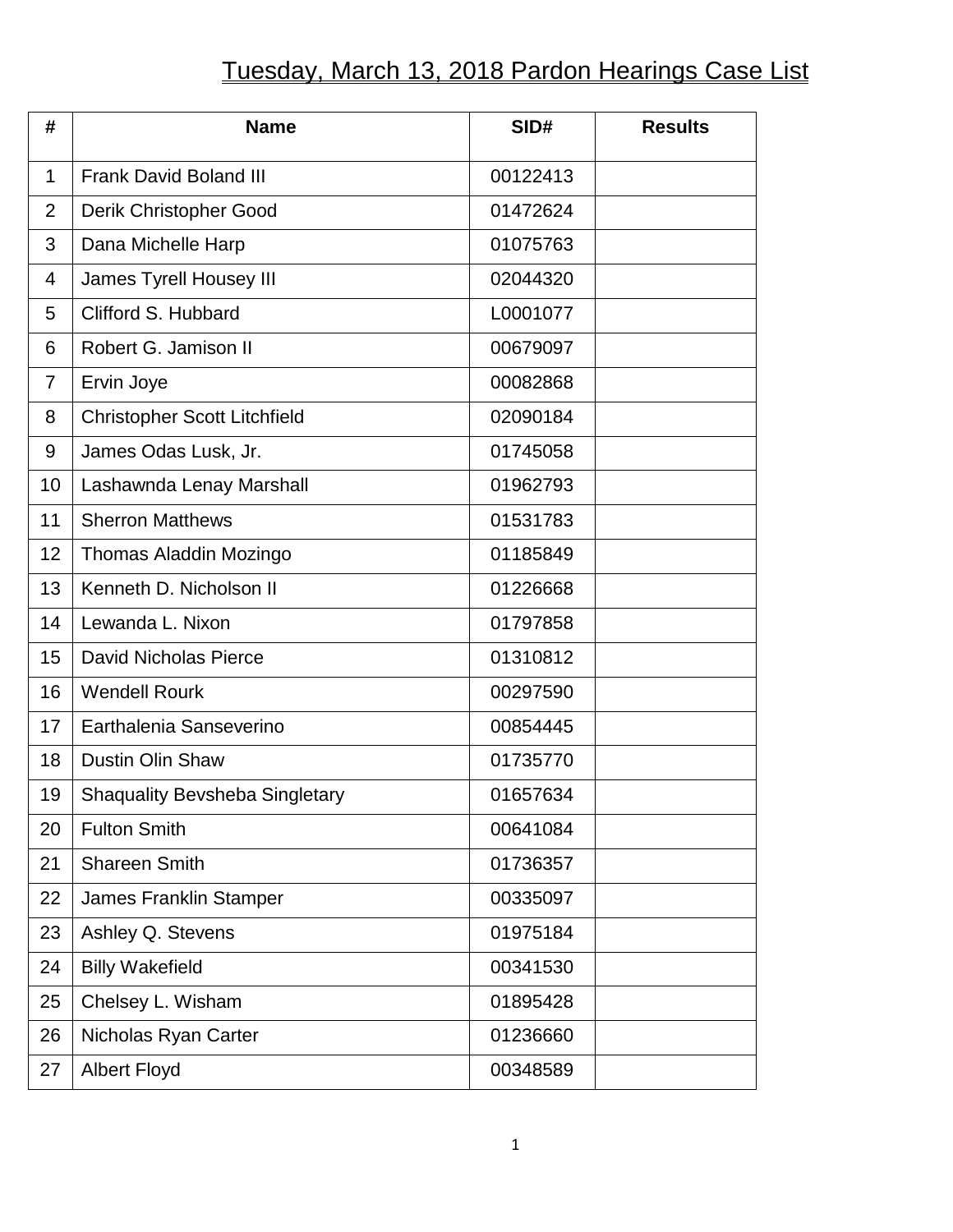# Tuesday, March 13, 2018 Pardon Hearings Case List

| # | Name | SID# | Results |
|---|---|---|---|
| 1 | Frank David Boland III | 00122413 | |
| 2 | Derik Christopher Good | 01472624 | |
| 3 | Dana Michelle Harp | 01075763 | |
| 4 | James Tyrell Housey III | 02044320 | |
| 5 | Clifford S. Hubbard | L0001077 | |
| 6 | Robert G. Jamison II | 00679097 | |
| 7 | Ervin Joye | 00082868 | |
| 8 | Christopher Scott Litchfield | 02090184 | |
| 9 | James Odas Lusk, Jr. | 01745058 | |
| 10 | Lashawnda Lenay Marshall | 01962793 | |
| 11 | Sherron Matthews | 01531783 | |
| 12 | Thomas Aladdin Mozingo | 01185849 | |
| 13 | Kenneth D. Nicholson II | 01226668 | |
| 14 | Lewanda L. Nixon | 01797858 | |
| 15 | David Nicholas Pierce | 01310812 | |
| 16 | Wendell Rourk | 00297590 | |
| 17 | Earthalenia Sanseverino | 00854445 | |
| 18 | Dustin Olin Shaw | 01735770 | |
| 19 | Shaquality Bevsheba Singletary | 01657634 | |
| 20 | Fulton Smith | 00641084 | |
| 21 | Shareen Smith | 01736357 | |
| 22 | James Franklin Stamper | 00335097 | |
| 23 | Ashley Q. Stevens | 01975184 | |
| 24 | Billy Wakefield | 00341530 | |
| 25 | Chelsey L. Wisham | 01895428 | |
| 26 | Nicholas Ryan Carter | 01236660 | |
| 27 | Albert Floyd | 00348589 | |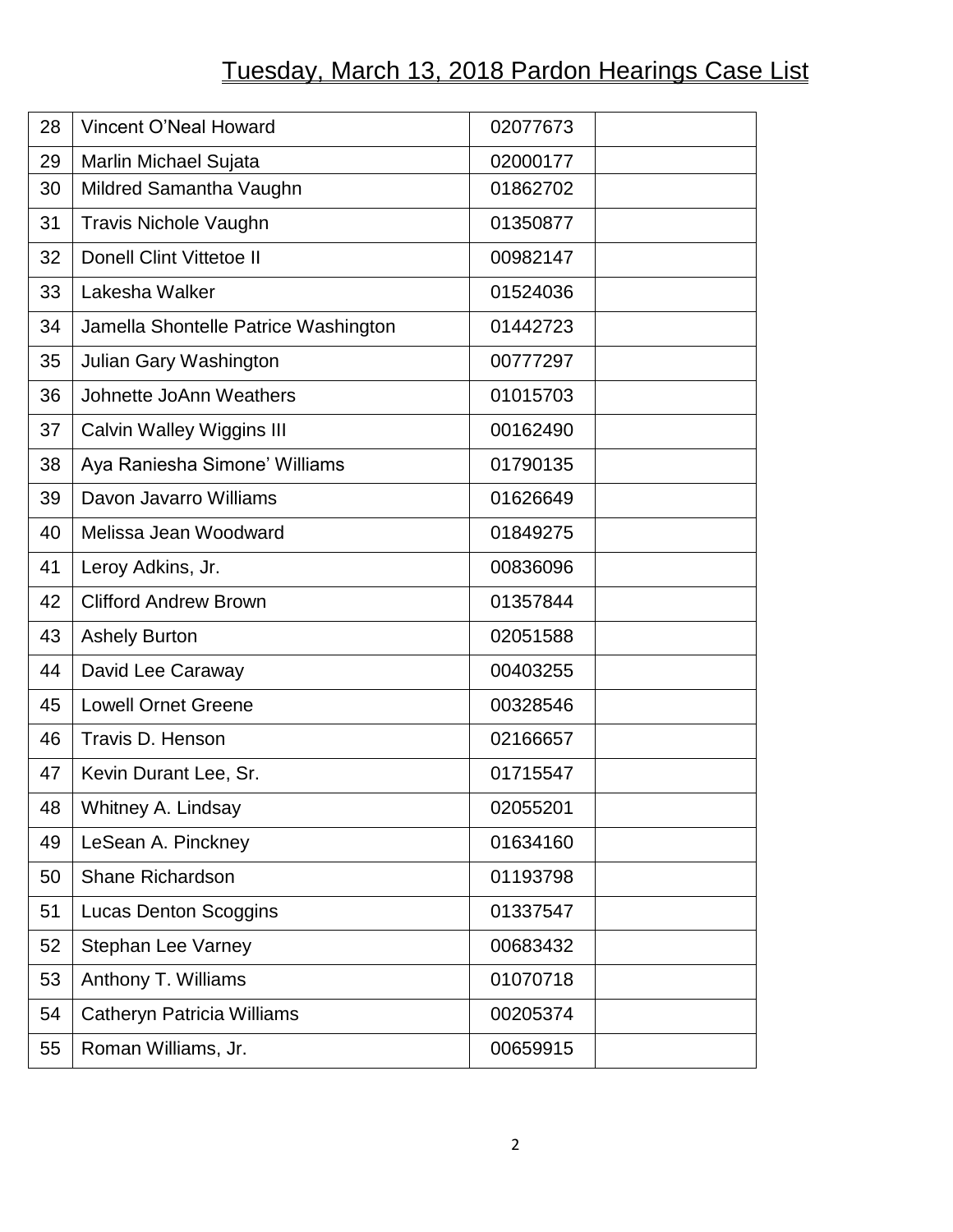# Tuesday, March 13, 2018 Pardon Hearings Case List

| | | | |
|---|---|---|---|
| 28 | Vincent O'Neal Howard | 02077673 | |
| 29 | Marlin Michael Sujata | 02000177 | |
| 30 | Mildred Samantha Vaughn | 01862702 | |
| 31 | Travis Nichole Vaughn | 01350877 | |
| 32 | Donell Clint Vittetoe II | 00982147 | |
| 33 | Lakesha Walker | 01524036 | |
| 34 | Jamella Shontelle Patrice Washington | 01442723 | |
| 35 | Julian Gary Washington | 00777297 | |
| 36 | Johnette JoAnn Weathers | 01015703 | |
| 37 | Calvin Walley Wiggins III | 00162490 | |
| 38 | Aya Raniesha Simone' Williams | 01790135 | |
| 39 | Davon Javarro Williams | 01626649 | |
| 40 | Melissa Jean Woodward | 01849275 | |
| 41 | Leroy Adkins, Jr. | 00836096 | |
| 42 | Clifford Andrew Brown | 01357844 | |
| 43 | Ashely Burton | 02051588 | |
| 44 | David Lee Caraway | 00403255 | |
| 45 | Lowell Ornet Greene | 00328546 | |
| 46 | Travis D. Henson | 02166657 | |
| 47 | Kevin Durant Lee, Sr. | 01715547 | |
| 48 | Whitney A. Lindsay | 02055201 | |
| 49 | LeSean A. Pinckney | 01634160 | |
| 50 | Shane Richardson | 01193798 | |
| 51 | Lucas Denton Scoggins | 01337547 | |
| 52 | Stephan Lee Varney | 00683432 | |
| 53 | Anthony T. Williams | 01070718 | |
| 54 | Catheryn Patricia Williams | 00205374 | |
| 55 | Roman Williams, Jr. | 00659915 | |